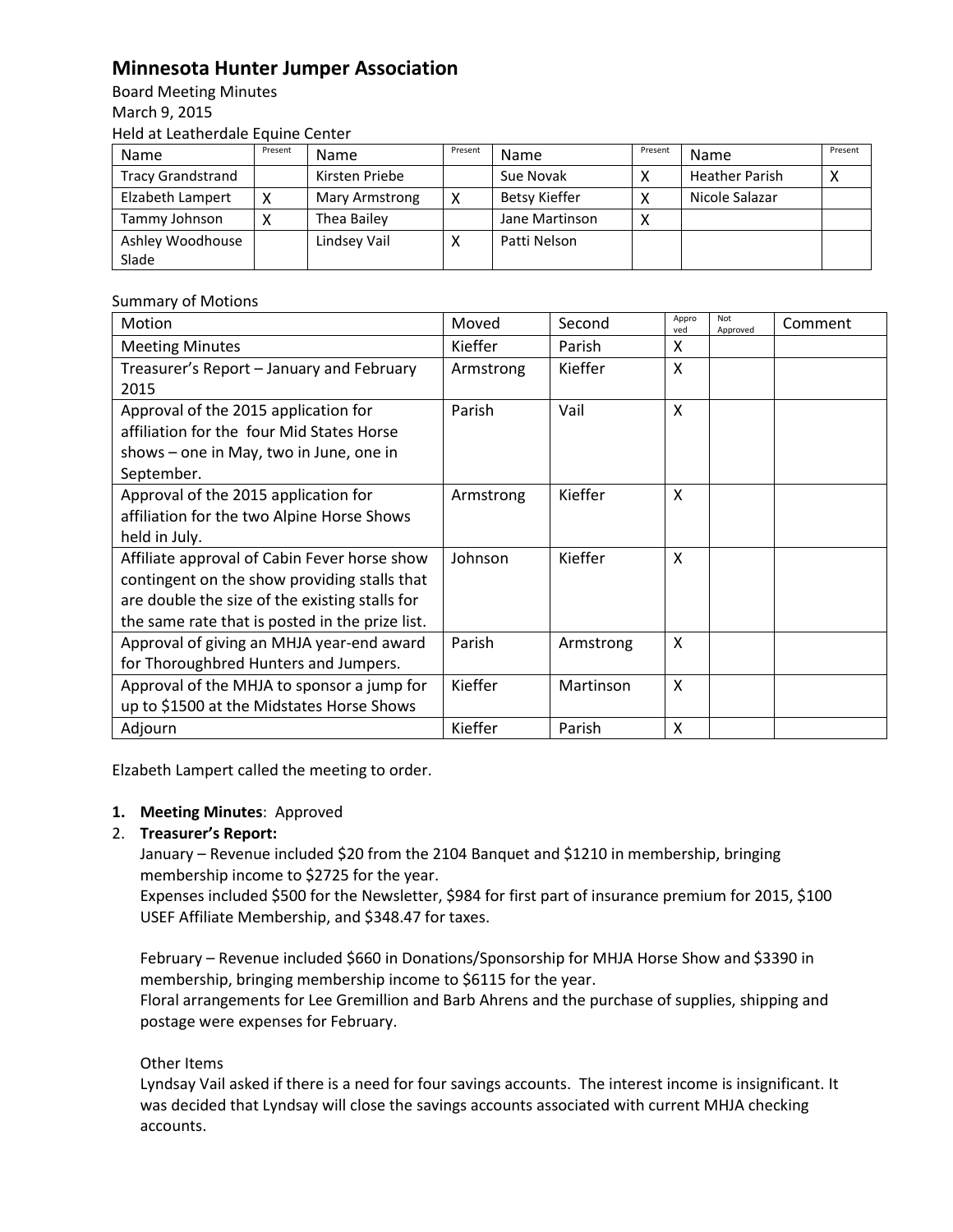# Minnesota Hunter Jumper Association

Board Meeting Minutes
March 9, 2015
Held at Leatherdale Equine Center

| Name | Present | Name | Present | Name | Present | Name | Present |
|---|---|---|---|---|---|---|---|
| Tracy Grandstrand | | Kirsten Priebe | | Sue Novak | X | Heather Parish | X |
| Elizabeth Lampert | X | Mary Armstrong | X | Betsy Kieffer | X | Nicole Salazar | |
| Tammy Johnson | X | Thea Bailey | | Jane Martinson | X | | |
| Ashley Woodhouse Slade | | Lindsey Vail | X | Patti Nelson | | | |

Summary of Motions

| Motion | Moved | Second | Approved | Not Approved | Comment |
|---|---|---|---|---|---|
| Meeting Minutes | Kieffer | Parish | X | | |
| Treasurer's Report – January and February 2015 | Armstrong | Kieffer | X | | |
| Approval of the 2015 application for affiliation for the four Mid States Horse shows – one in May, two in June, one in September. | Parish | Vail | X | | |
| Approval of the 2015 application for affiliation for the two Alpine Horse Shows held in July. | Armstrong | Kieffer | X | | |
| Affiliate approval of Cabin Fever horse show contingent on the show providing stalls that are double the size of the existing stalls for the same rate that is posted in the prize list. | Johnson | Kieffer | X | | |
| Approval of giving an MHJA year-end award for Thoroughbred Hunters and Jumpers. | Parish | Armstrong | X | | |
| Approval of the MHJA to sponsor a jump for up to $1500 at the Midstates Horse Shows | Kieffer | Martinson | X | | |
| Adjourn | Kieffer | Parish | X | | |

Elzabeth Lampert called the meeting to order.

1. **Meeting Minutes**: Approved
2. **Treasurer's Report:**

   January – Revenue included $20 from the 2104 Banquet and $1210 in membership, bringing membership income to $2725 for the year.
   Expenses included $500 for the Newsletter, $984 for first part of insurance premium for 2015, $100 USEF Affiliate Membership, and $348.47 for taxes.

   February – Revenue included $660 in Donations/Sponsorship for MHJA Horse Show and $3390 in membership, bringing membership income to $6115 for the year.
   Floral arrangements for Lee Gremillion and Barb Ahrens and the purchase of supplies, shipping and postage were expenses for February.

   Other Items
   Lyndsay Vail asked if there is a need for four savings accounts. The interest income is insignificant. It was decided that Lyndsay will close the savings accounts associated with current MHJA checking accounts.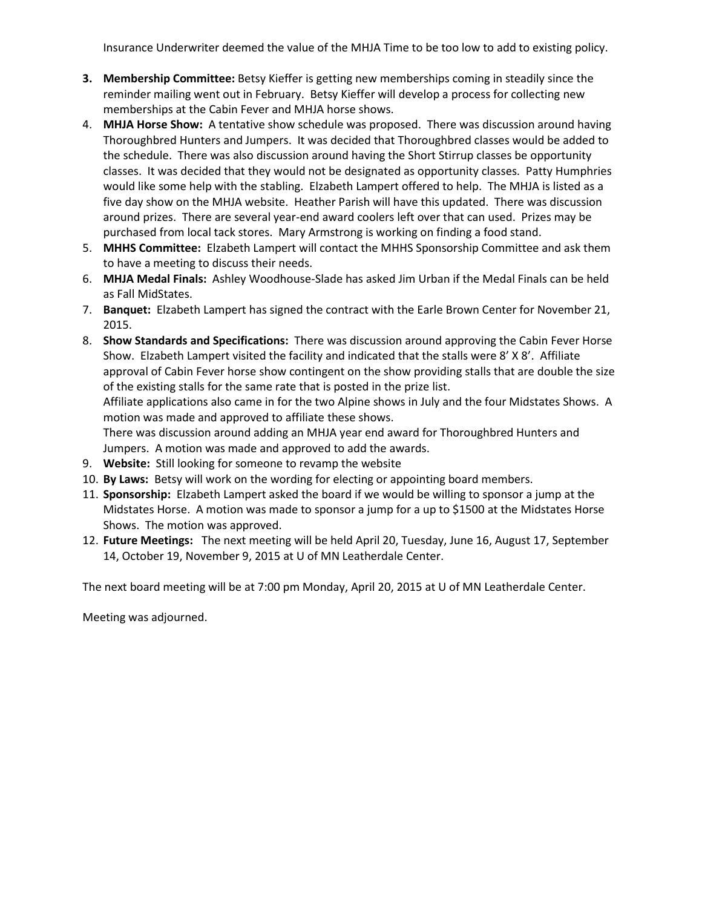Insurance Underwriter deemed the value of the MHJA Time to be too low to add to existing policy.

3. **Membership Committee:** Betsy Kieffer is getting new memberships coming in steadily since the reminder mailing went out in February. Betsy Kieffer will develop a process for collecting new memberships at the Cabin Fever and MHJA horse shows.
4. **MHJA Horse Show:** A tentative show schedule was proposed. There was discussion around having Thoroughbred Hunters and Jumpers. It was decided that Thoroughbred classes would be added to the schedule. There was also discussion around having the Short Stirrup classes be opportunity classes. It was decided that they would not be designated as opportunity classes. Patty Humphries would like some help with the stabling. Elzabeth Lampert offered to help. The MHJA is listed as a five day show on the MHJA website. Heather Parish will have this updated. There was discussion around prizes. There are several year-end award coolers left over that can used. Prizes may be purchased from local tack stores. Mary Armstrong is working on finding a food stand.
5. **MHHS Committee:** Elzabeth Lampert will contact the MHHS Sponsorship Committee and ask them to have a meeting to discuss their needs.
6. **MHJA Medal Finals:** Ashley Woodhouse-Slade has asked Jim Urban if the Medal Finals can be held as Fall MidStates.
7. **Banquet:** Elzabeth Lampert has signed the contract with the Earle Brown Center for November 21, 2015.
8. **Show Standards and Specifications:** There was discussion around approving the Cabin Fever Horse Show. Elzabeth Lampert visited the facility and indicated that the stalls were 8' X 8'. Affiliate approval of Cabin Fever horse show contingent on the show providing stalls that are double the size of the existing stalls for the same rate that is posted in the prize list.
   Affiliate applications also came in for the two Alpine shows in July and the four Midstates Shows. A motion was made and approved to affiliate these shows.
   There was discussion around adding an MHJA year end award for Thoroughbred Hunters and Jumpers. A motion was made and approved to add the awards.
9. **Website:** Still looking for someone to revamp the website
10. **By Laws:** Betsy will work on the wording for electing or appointing board members.
11. **Sponsorship:** Elzabeth Lampert asked the board if we would be willing to sponsor a jump at the Midstates Horse. A motion was made to sponsor a jump for a up to $1500 at the Midstates Horse Shows. The motion was approved.
12. **Future Meetings:** The next meeting will be held April 20, Tuesday, June 16, August 17, September 14, October 19, November 9, 2015 at U of MN Leatherdale Center.

The next board meeting will be at 7:00 pm Monday, April 20, 2015 at U of MN Leatherdale Center.

Meeting was adjourned.